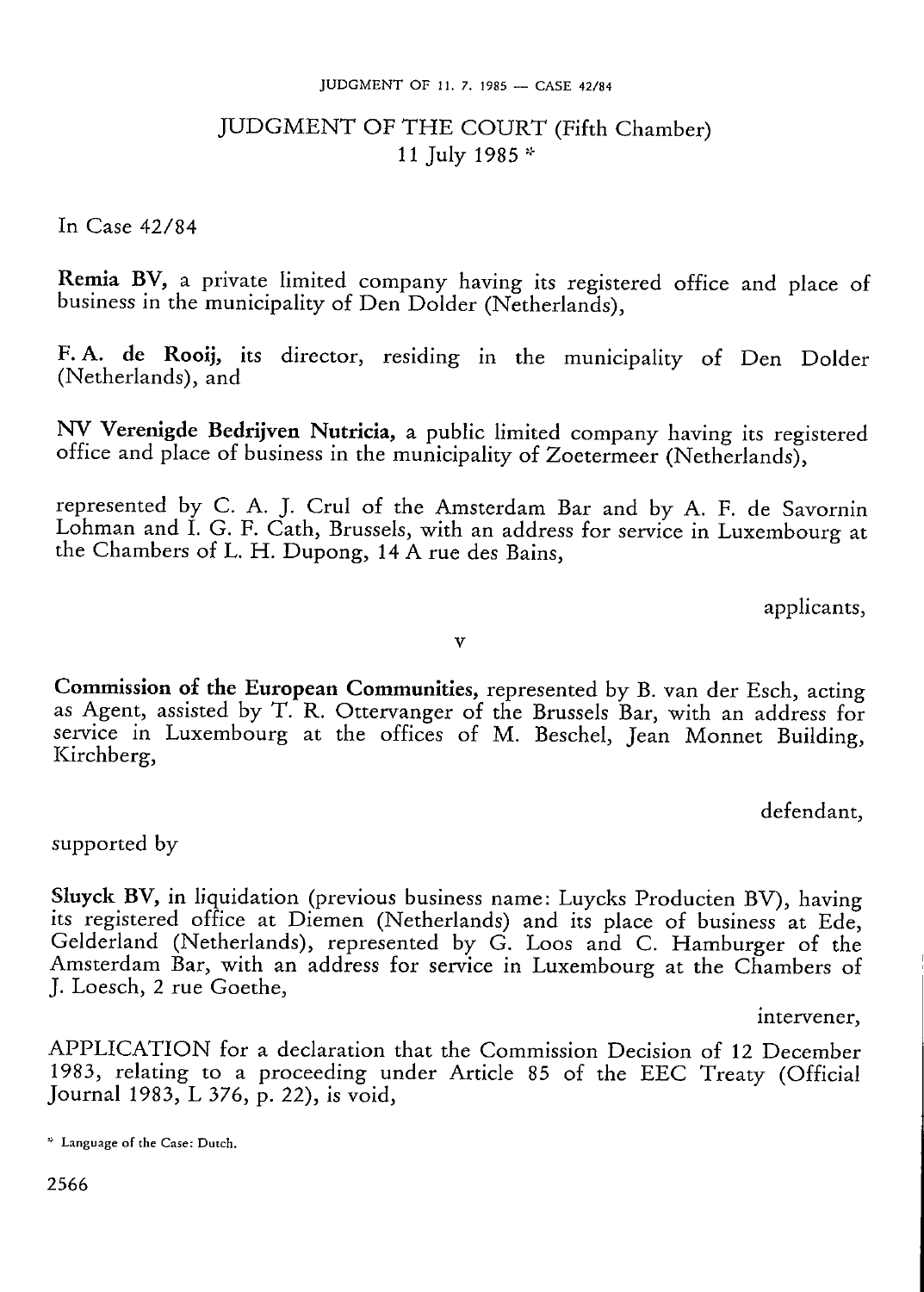# JUDGMENT OF THE COURT (Fifth Chamber)
## 11 July 1985 *

In Case 42/84

**Remia BV,** a private limited company having its registered office and place of business in the municipality of Den Dolder (Netherlands),

**F. A. de Rooij,** its director, residing in the municipality of Den Dolder (Netherlands), and

**NV Verenigde Bedrijven Nutricia,** a public limited company having its registered office and place of business in the municipality of Zoetermeer (Netherlands),

represented by C. A. J. Crul of the Amsterdam Bar and by A. F. de Savornin Lohman and I. G. F. Cath, Brussels, with an address for service in Luxembourg at the Chambers of L. H. Dupong, 14 A rue des Bains,

applicants,

v

**Commission of the European Communities,** represented by B. van der Esch, acting as Agent, assisted by T. R. Ottervanger of the Brussels Bar, with an address for service in Luxembourg at the offices of M. Beschel, Jean Monnet Building, Kirchberg,

defendant,

supported by

**Sluyck BV,** in liquidation (previous business name: Luycks Producten BV), having its registered office at Diemen (Netherlands) and its place of business at Ede, Gelderland (Netherlands), represented by G. Loos and C. Hamburger of the Amsterdam Bar, with an address for service in Luxembourg at the Chambers of J. Loesch, 2 rue Goethe,

intervener,

APPLICATION for a declaration that the Commission Decision of 12 December 1983, relating to a proceeding under Article 85 of the EEC Treaty (Official Journal 1983, L 376, p. 22), is void,

* Language of the Case: Dutch.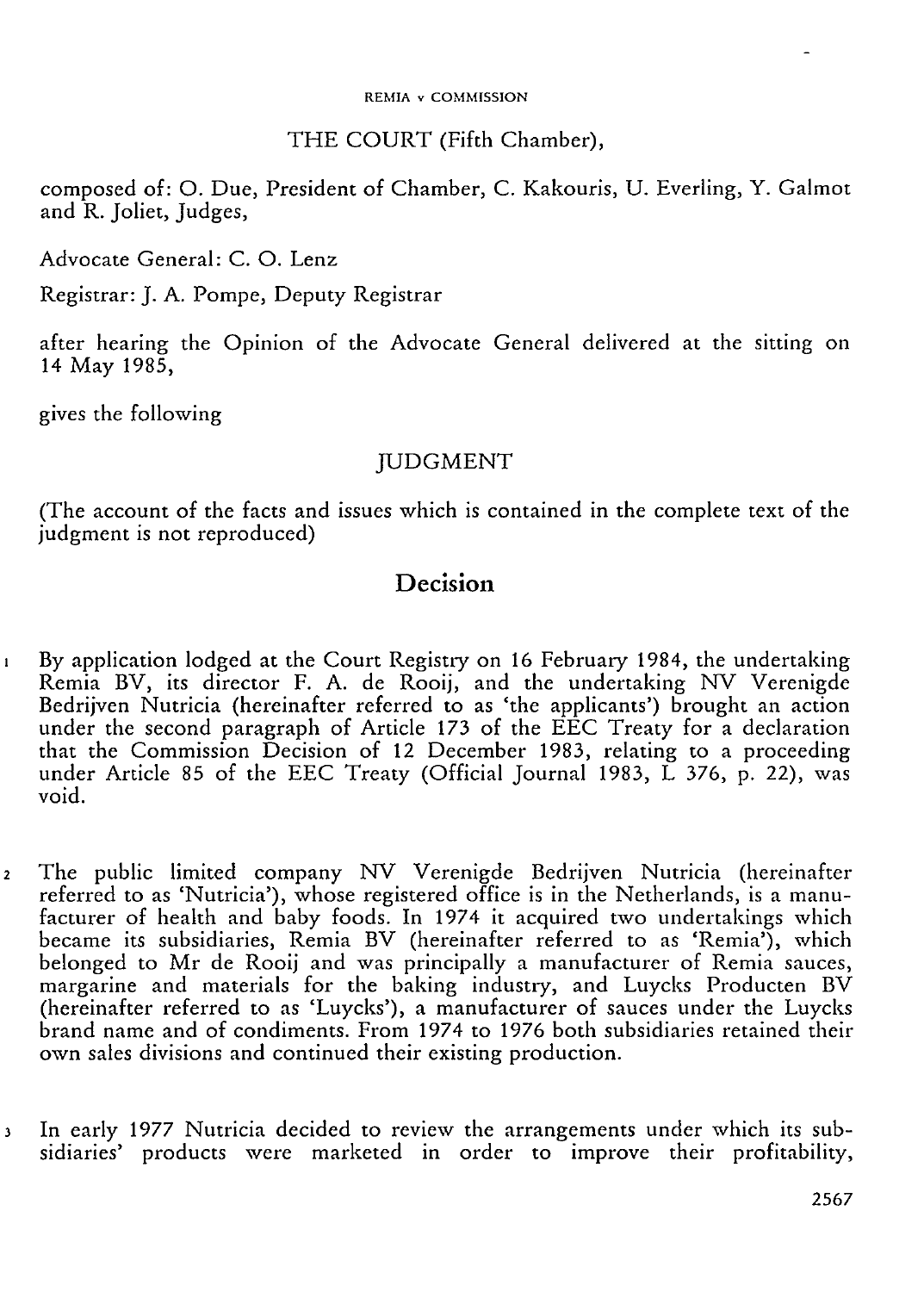THE COURT (Fifth Chamber),

composed of: O. Due, President of Chamber, C. Kakouris, U. Everling, Y. Galmot and R. Joliet, Judges,

Advocate General: C. O. Lenz

Registrar: J. A. Pompe, Deputy Registrar

after hearing the Opinion of the Advocate General delivered at the sitting on 14 May 1985,

gives the following

## JUDGMENT

(The account of the facts and issues which is contained in the complete text of the judgment is not reproduced)

## Decision

1 By application lodged at the Court Registry on 16 February 1984, the undertaking Remia BV, its director F. A. de Rooij, and the undertaking NV Verenigde Bedrijven Nutricia (hereinafter referred to as 'the applicants') brought an action under the second paragraph of Article 173 of the EEC Treaty for a declaration that the Commission Decision of 12 December 1983, relating to a proceeding under Article 85 of the EEC Treaty (Official Journal 1983, L 376, p. 22), was void.

2 The public limited company NV Verenigde Bedrijven Nutricia (hereinafter referred to as 'Nutricia'), whose registered office is in the Netherlands, is a manufacturer of health and baby foods. In 1974 it acquired two undertakings which became its subsidiaries, Remia BV (hereinafter referred to as 'Remia'), which belonged to Mr de Rooij and was principally a manufacturer of Remia sauces, margarine and materials for the baking industry, and Luycks Producten BV (hereinafter referred to as 'Luycks'), a manufacturer of sauces under the Luycks brand name and of condiments. From 1974 to 1976 both subsidiaries retained their own sales divisions and continued their existing production.

3 In early 1977 Nutricia decided to review the arrangements under which its subsidiaries' products were marketed in order to improve their profitability,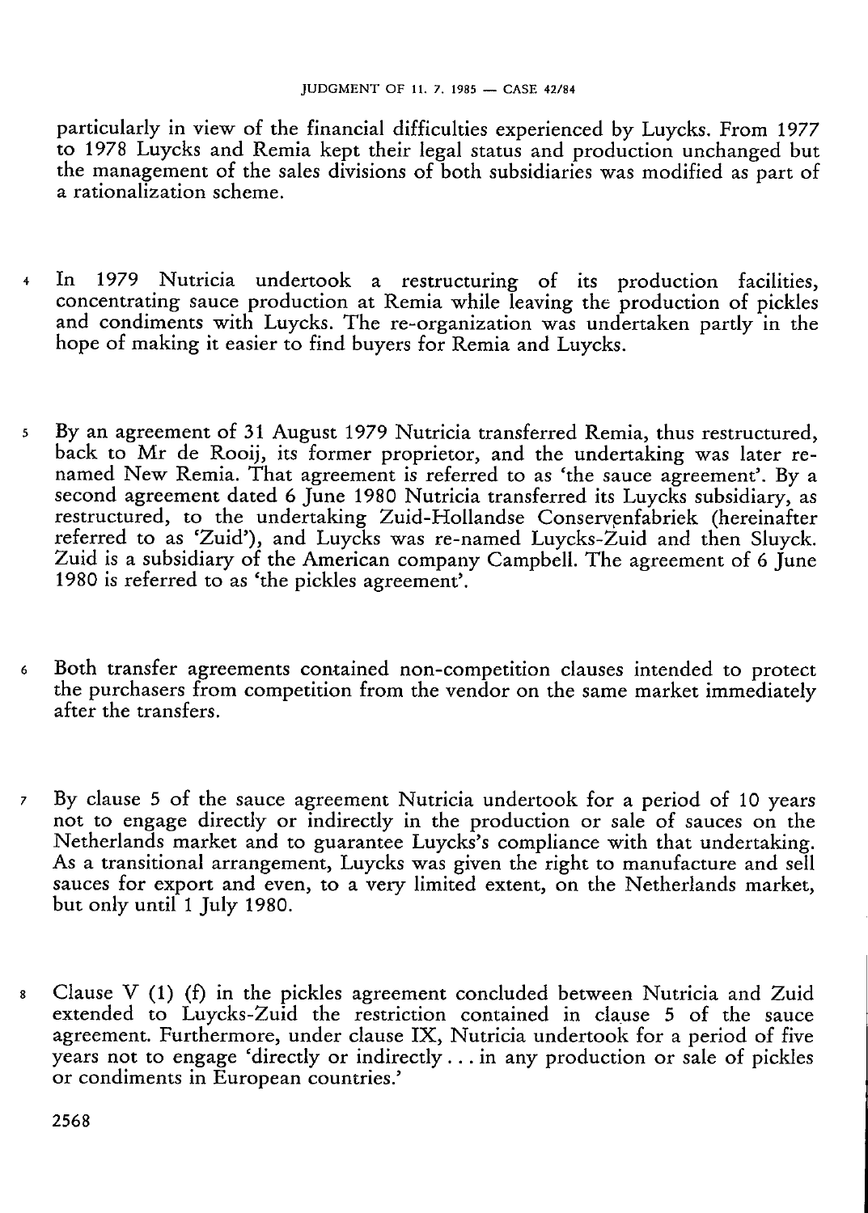particularly in view of the financial difficulties experienced by Luycks. From 1977 to 1978 Luycks and Remia kept their legal status and production unchanged but the management of the sales divisions of both subsidiaries was modified as part of a rationalization scheme.

4 In 1979 Nutricia undertook a restructuring of its production facilities, concentrating sauce production at Remia while leaving the production of pickles and condiments with Luycks. The re-organization was undertaken partly in the hope of making it easier to find buyers for Remia and Luycks.

5 By an agreement of 31 August 1979 Nutricia transferred Remia, thus restructured, back to Mr de Rooij, its former proprietor, and the undertaking was later re-named New Remia. That agreement is referred to as 'the sauce agreement'. By a second agreement dated 6 June 1980 Nutricia transferred its Luycks subsidiary, as restructured, to the undertaking Zuid-Hollandse Conservenfabriek (hereinafter referred to as 'Zuid'), and Luycks was re-named Luycks-Zuid and then Sluyck. Zuid is a subsidiary of the American company Campbell. The agreement of 6 June 1980 is referred to as 'the pickles agreement'.

6 Both transfer agreements contained non-competition clauses intended to protect the purchasers from competition from the vendor on the same market immediately after the transfers.

7 By clause 5 of the sauce agreement Nutricia undertook for a period of 10 years not to engage directly or indirectly in the production or sale of sauces on the Netherlands market and to guarantee Luycks's compliance with that undertaking. As a transitional arrangement, Luycks was given the right to manufacture and sell sauces for export and even, to a very limited extent, on the Netherlands market, but only until 1 July 1980.

8 Clause V (1) (f) in the pickles agreement concluded between Nutricia and Zuid extended to Luycks-Zuid the restriction contained in clause 5 of the sauce agreement. Furthermore, under clause IX, Nutricia undertook for a period of five years not to engage 'directly or indirectly ... in any production or sale of pickles or condiments in European countries.'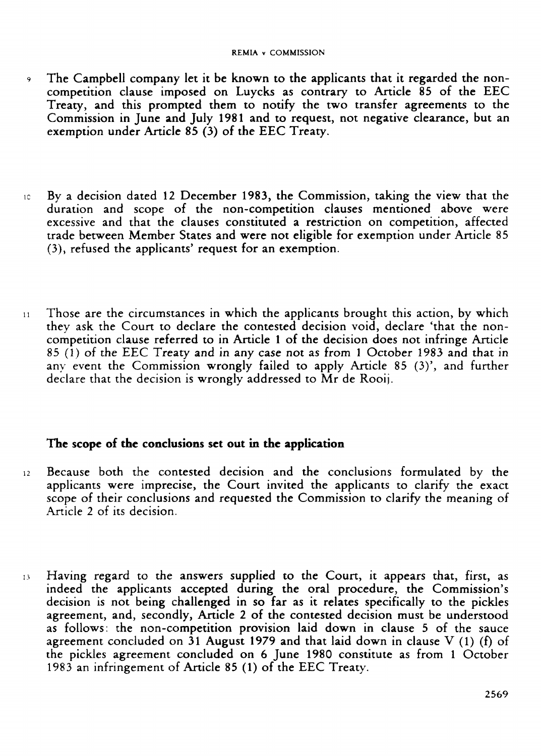9 The Campbell company let it be known to the applicants that it regarded the non-competition clause imposed on Luycks as contrary to Article 85 of the EEC Treaty, and this prompted them to notify the two transfer agreements to the Commission in June and July 1981 and to request, not negative clearance, but an exemption under Article 85 (3) of the EEC Treaty.

10 By a decision dated 12 December 1983, the Commission, taking the view that the duration and scope of the non-competition clauses mentioned above were excessive and that the clauses constituted a restriction on competition, affected trade between Member States and were not eligible for exemption under Article 85 (3), refused the applicants' request for an exemption.

11 Those are the circumstances in which the applicants brought this action, by which they ask the Court to declare the contested decision void, declare 'that the non-competition clause referred to in Article 1 of the decision does not infringe Article 85 (1) of the EEC Treaty and in any case not as from 1 October 1983 and that in any event the Commission wrongly failed to apply Article 85 (3)', and further declare that the decision is wrongly addressed to Mr de Rooij.

## The scope of the conclusions set out in the application

12 Because both the contested decision and the conclusions formulated by the applicants were imprecise, the Court invited the applicants to clarify the exact scope of their conclusions and requested the Commission to clarify the meaning of Article 2 of its decision.

13 Having regard to the answers supplied to the Court, it appears that, first, as indeed the applicants accepted during the oral procedure, the Commission's decision is not being challenged in so far as it relates specifically to the pickles agreement, and, secondly, Article 2 of the contested decision must be understood as follows: the non-competition provision laid down in clause 5 of the sauce agreement concluded on 31 August 1979 and that laid down in clause V (1) (f) of the pickles agreement concluded on 6 June 1980 constitute as from 1 October 1983 an infringement of Article 85 (1) of the EEC Treaty.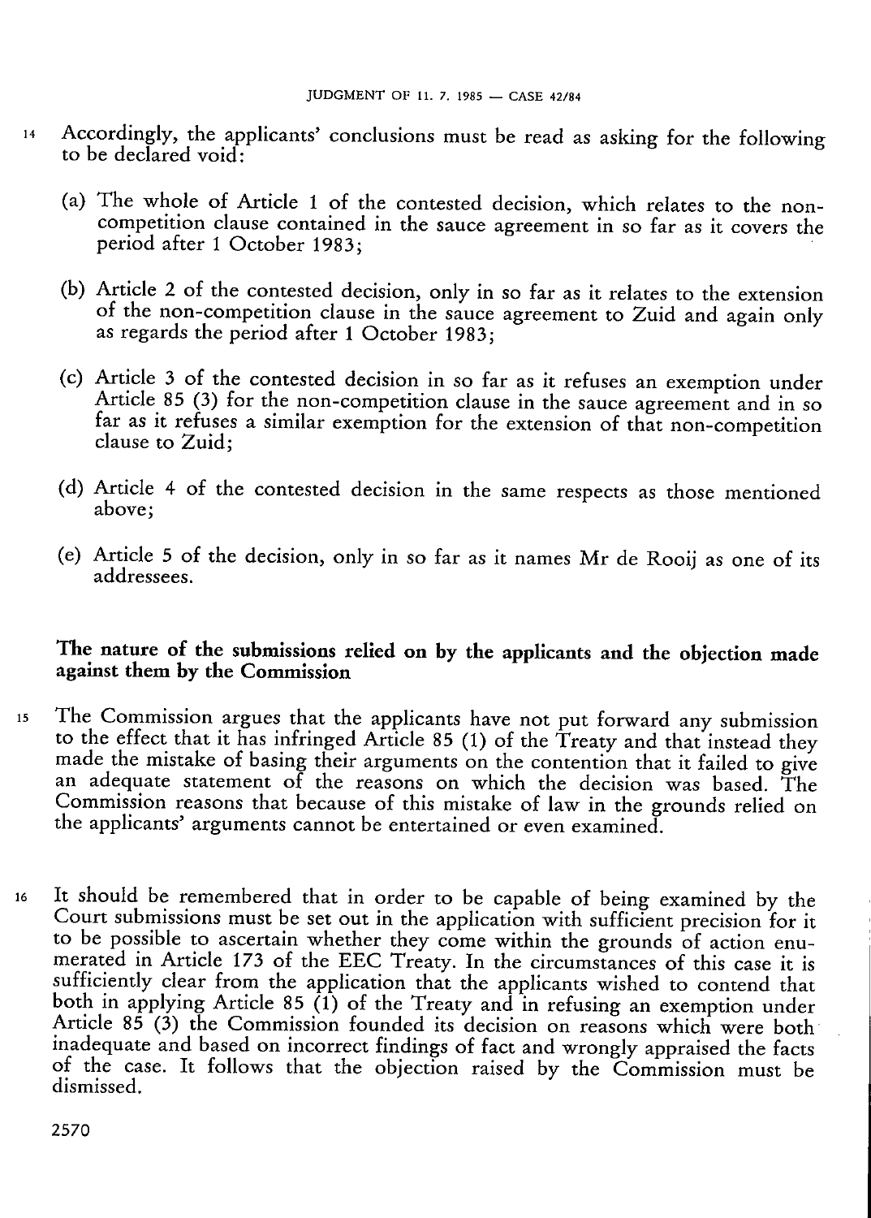14 Accordingly, the applicants' conclusions must be read as asking for the following to be declared void:

(a) The whole of Article 1 of the contested decision, which relates to the non-competition clause contained in the sauce agreement in so far as it covers the period after 1 October 1983;

(b) Article 2 of the contested decision, only in so far as it relates to the extension of the non-competition clause in the sauce agreement to Zuid and again only as regards the period after 1 October 1983;

(c) Article 3 of the contested decision in so far as it refuses an exemption under Article 85 (3) for the non-competition clause in the sauce agreement and in so far as it refuses a similar exemption for the extension of that non-competition clause to Zuid;

(d) Article 4 of the contested decision in the same respects as those mentioned above;

(e) Article 5 of the decision, only in so far as it names Mr de Rooij as one of its addressees.

## The nature of the submissions relied on by the applicants and the objection made against them by the Commission

15 The Commission argues that the applicants have not put forward any submission to the effect that it has infringed Article 85 (1) of the Treaty and that instead they made the mistake of basing their arguments on the contention that it failed to give an adequate statement of the reasons on which the decision was based. The Commission reasons that because of this mistake of law in the grounds relied on the applicants' arguments cannot be entertained or even examined.

16 It should be remembered that in order to be capable of being examined by the Court submissions must be set out in the application with sufficient precision for it to be possible to ascertain whether they come within the grounds of action enumerated in Article 173 of the EEC Treaty. In the circumstances of this case it is sufficiently clear from the application that the applicants wished to contend that both in applying Article 85 (1) of the Treaty and in refusing an exemption under Article 85 (3) the Commission founded its decision on reasons which were both inadequate and based on incorrect findings of fact and wrongly appraised the facts of the case. It follows that the objection raised by the Commission must be dismissed.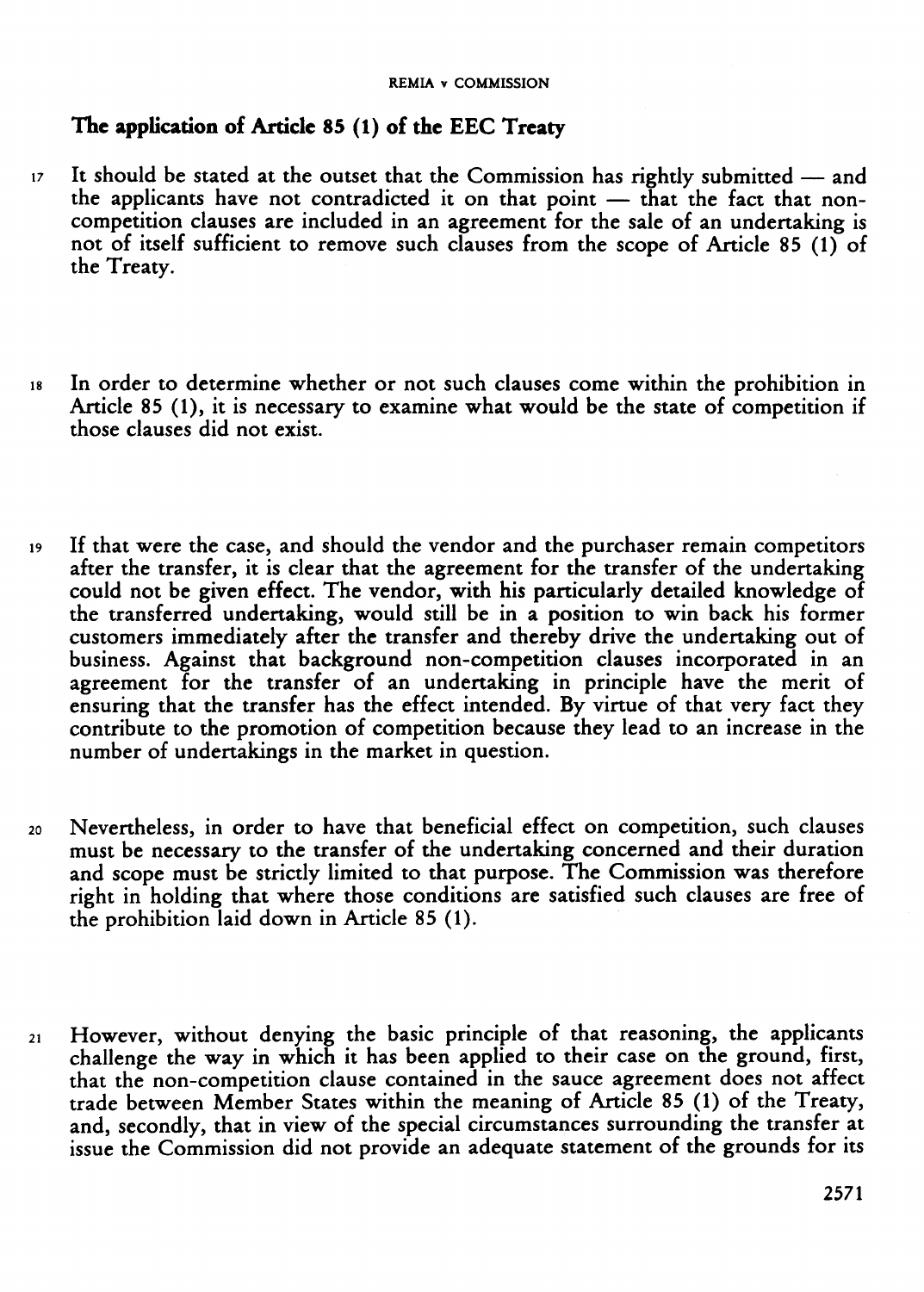## The application of Article 85 (1) of the EEC Treaty

17 It should be stated at the outset that the Commission has rightly submitted — and the applicants have not contradicted it on that point — that the fact that non-competition clauses are included in an agreement for the sale of an undertaking is not of itself sufficient to remove such clauses from the scope of Article 85 (1) of the Treaty.

18 In order to determine whether or not such clauses come within the prohibition in Article 85 (1), it is necessary to examine what would be the state of competition if those clauses did not exist.

19 If that were the case, and should the vendor and the purchaser remain competitors after the transfer, it is clear that the agreement for the transfer of the undertaking could not be given effect. The vendor, with his particularly detailed knowledge of the transferred undertaking, would still be in a position to win back his former customers immediately after the transfer and thereby drive the undertaking out of business. Against that background non-competition clauses incorporated in an agreement for the transfer of an undertaking in principle have the merit of ensuring that the transfer has the effect intended. By virtue of that very fact they contribute to the promotion of competition because they lead to an increase in the number of undertakings in the market in question.

20 Nevertheless, in order to have that beneficial effect on competition, such clauses must be necessary to the transfer of the undertaking concerned and their duration and scope must be strictly limited to that purpose. The Commission was therefore right in holding that where those conditions are satisfied such clauses are free of the prohibition laid down in Article 85 (1).

21 However, without denying the basic principle of that reasoning, the applicants challenge the way in which it has been applied to their case on the ground, first, that the non-competition clause contained in the sauce agreement does not affect trade between Member States within the meaning of Article 85 (1) of the Treaty, and, secondly, that in view of the special circumstances surrounding the transfer at issue the Commission did not provide an adequate statement of the grounds for its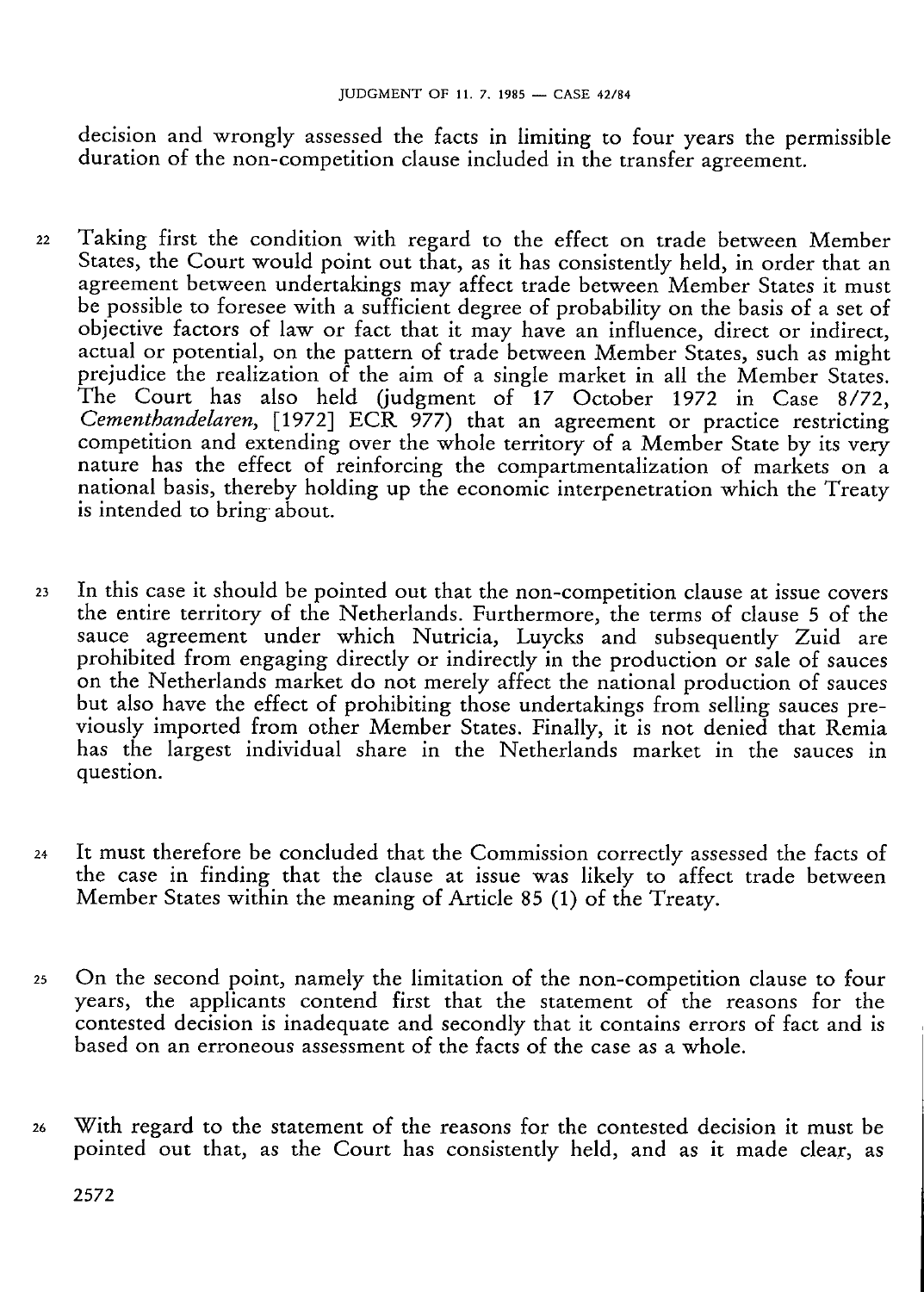decision and wrongly assessed the facts in limiting to four years the permissible duration of the non-competition clause included in the transfer agreement.

22 Taking first the condition with regard to the effect on trade between Member States, the Court would point out that, as it has consistently held, in order that an agreement between undertakings may affect trade between Member States it must be possible to foresee with a sufficient degree of probability on the basis of a set of objective factors of law or fact that it may have an influence, direct or indirect, actual or potential, on the pattern of trade between Member States, such as might prejudice the realization of the aim of a single market in all the Member States. The Court has also held (judgment of 17 October 1972 in Case 8/72, *Cementhandelaren*, [1972] ECR 977) that an agreement or practice restricting competition and extending over the whole territory of a Member State by its very nature has the effect of reinforcing the compartmentalization of markets on a national basis, thereby holding up the economic interpenetration which the Treaty is intended to bring about.

23 In this case it should be pointed out that the non-competition clause at issue covers the entire territory of the Netherlands. Furthermore, the terms of clause 5 of the sauce agreement under which Nutricia, Luycks and subsequently Zuid are prohibited from engaging directly or indirectly in the production or sale of sauces on the Netherlands market do not merely affect the national production of sauces but also have the effect of prohibiting those undertakings from selling sauces previously imported from other Member States. Finally, it is not denied that Remia has the largest individual share in the Netherlands market in the sauces in question.

24 It must therefore be concluded that the Commission correctly assessed the facts of the case in finding that the clause at issue was likely to affect trade between Member States within the meaning of Article 85 (1) of the Treaty.

25 On the second point, namely the limitation of the non-competition clause to four years, the applicants contend first that the statement of the reasons for the contested decision is inadequate and secondly that it contains errors of fact and is based on an erroneous assessment of the facts of the case as a whole.

26 With regard to the statement of the reasons for the contested decision it must be pointed out that, as the Court has consistently held, and as it made clear, as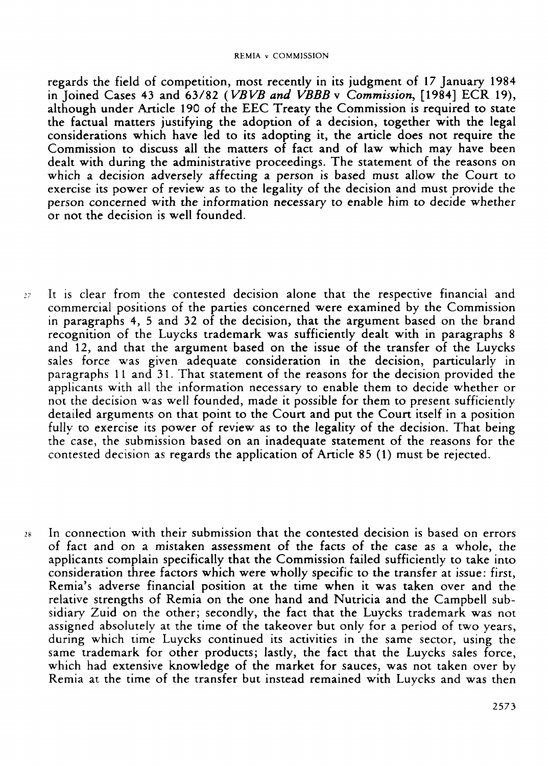regards the field of competition, most recently in its judgment of 17 January 1984 in Joined Cases 43 and 63/82 (*VBVB and VBBB* v *Commission*, [1984] ECR 19), although under Article 190 of the EEC Treaty the Commission is required to state the factual matters justifying the adoption of a decision, together with the legal considerations which have led to its adopting it, the article does not require the Commission to discuss all the matters of fact and of law which may have been dealt with during the administrative proceedings. The statement of the reasons on which a decision adversely affecting a person is based must allow the Court to exercise its power of review as to the legality of the decision and must provide the person concerned with the information necessary to enable him to decide whether or not the decision is well founded.

27 It is clear from the contested decision alone that the respective financial and commercial positions of the parties concerned were examined by the Commission in paragraphs 4, 5 and 32 of the decision, that the argument based on the brand recognition of the Luycks trademark was sufficiently dealt with in paragraphs 8 and 12, and that the argument based on the issue of the transfer of the Luycks sales force was given adequate consideration in the decision, particularly in paragraphs 11 and 31. That statement of the reasons for the decision provided the applicants with all the information necessary to enable them to decide whether or not the decision was well founded, made it possible for them to present sufficiently detailed arguments on that point to the Court and put the Court itself in a position fully to exercise its power of review as to the legality of the decision. That being the case, the submission based on an inadequate statement of the reasons for the contested decision as regards the application of Article 85 (1) must be rejected.

28 In connection with their submission that the contested decision is based on errors of fact and on a mistaken assessment of the facts of the case as a whole, the applicants complain specifically that the Commission failed sufficiently to take into consideration three factors which were wholly specific to the transfer at issue: first, Remia's adverse financial position at the time when it was taken over and the relative strengths of Remia on the one hand and Nutricia and the Campbell subsidiary Zuid on the other; secondly, the fact that the Luycks trademark was not assigned absolutely at the time of the takeover but only for a period of two years, during which time Luycks continued its activities in the same sector, using the same trademark for other products; lastly, the fact that the Luycks sales force, which had extensive knowledge of the market for sauces, was not taken over by Remia at the time of the transfer but instead remained with Luycks and was then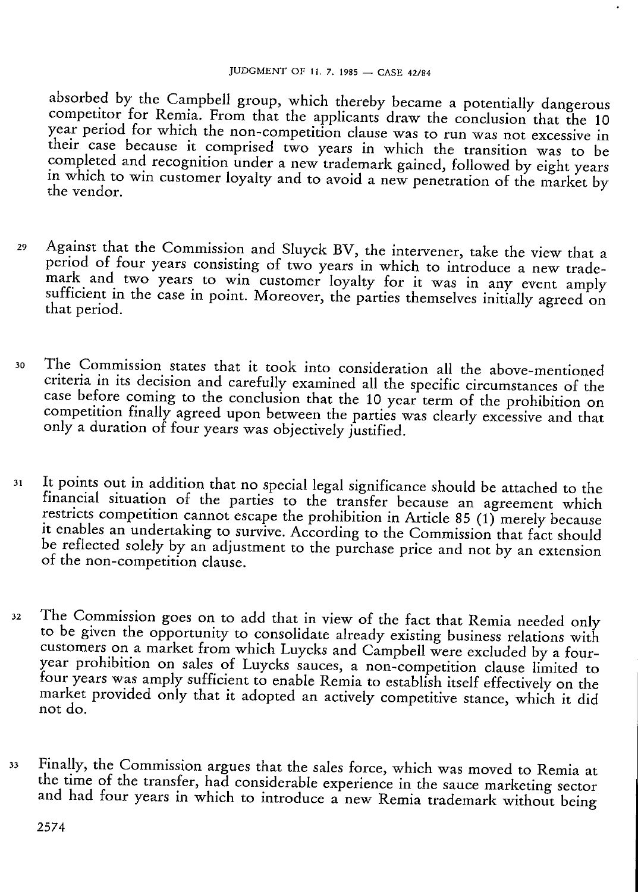absorbed by the Campbell group, which thereby became a potentially dangerous competitor for Remia. From that the applicants draw the conclusion that the 10 year period for which the non-competition clause was to run was not excessive in their case because it comprised two years in which the transition was to be completed and recognition under a new trademark gained, followed by eight years in which to win customer loyalty and to avoid a new penetration of the market by the vendor.

29 Against that the Commission and Sluyck BV, the intervener, take the view that a period of four years consisting of two years in which to introduce a new trademark and two years to win customer loyalty for it was in any event amply sufficient in the case in point. Moreover, the parties themselves initially agreed on that period.

30 The Commission states that it took into consideration all the above-mentioned criteria in its decision and carefully examined all the specific circumstances of the case before coming to the conclusion that the 10 year term of the prohibition on competition finally agreed upon between the parties was clearly excessive and that only a duration of four years was objectively justified.

31 It points out in addition that no special legal significance should be attached to the financial situation of the parties to the transfer because an agreement which restricts competition cannot escape the prohibition in Article 85 (1) merely because it enables an undertaking to survive. According to the Commission that fact should be reflected solely by an adjustment to the purchase price and not by an extension of the non-competition clause.

32 The Commission goes on to add that in view of the fact that Remia needed only to be given the opportunity to consolidate already existing business relations with customers on a market from which Luycks and Campbell were excluded by a four-year prohibition on sales of Luycks sauces, a non-competition clause limited to four years was amply sufficient to enable Remia to establish itself effectively on the market provided only that it adopted an actively competitive stance, which it did not do.

33 Finally, the Commission argues that the sales force, which was moved to Remia at the time of the transfer, had considerable experience in the sauce marketing sector and had four years in which to introduce a new Remia trademark without being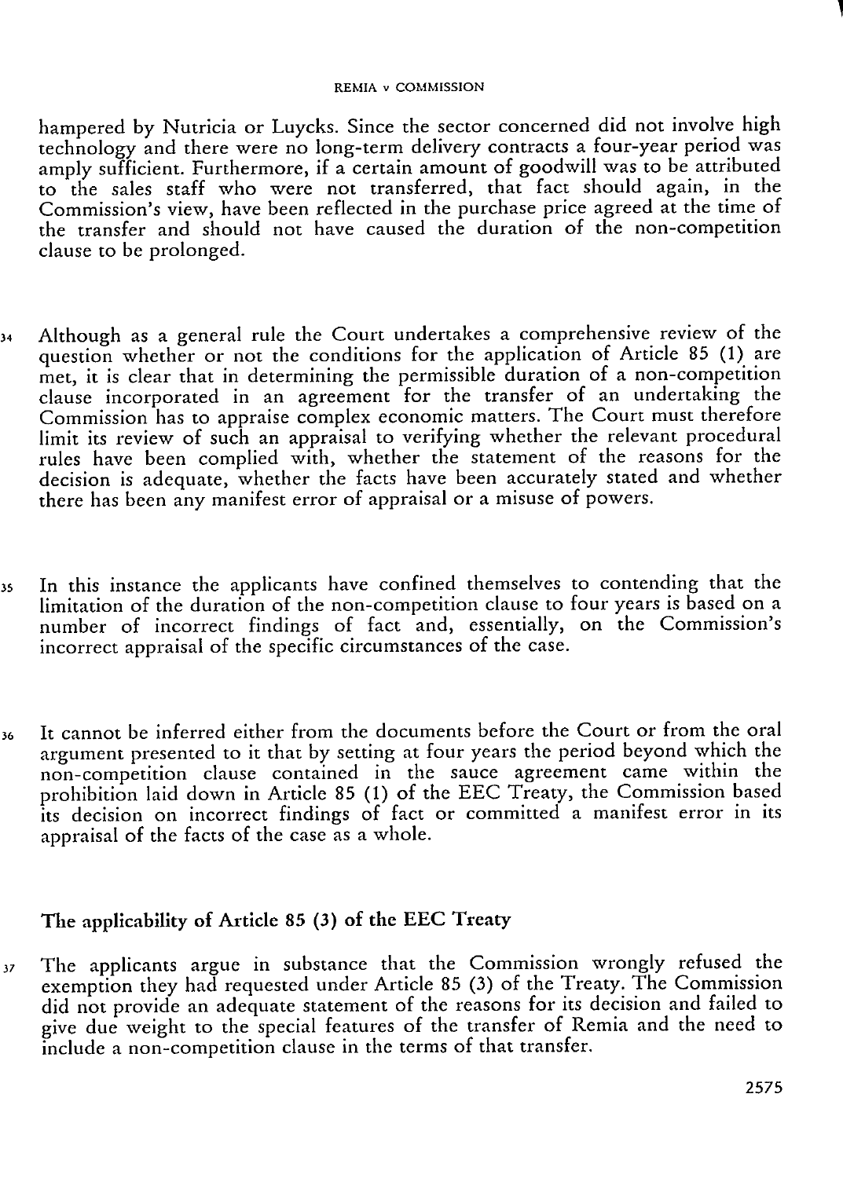hampered by Nutricia or Luycks. Since the sector concerned did not involve high technology and there were no long-term delivery contracts a four-year period was amply sufficient. Furthermore, if a certain amount of goodwill was to be attributed to the sales staff who were not transferred, that fact should again, in the Commission's view, have been reflected in the purchase price agreed at the time of the transfer and should not have caused the duration of the non-competition clause to be prolonged.

34 Although as a general rule the Court undertakes a comprehensive review of the question whether or not the conditions for the application of Article 85 (1) are met, it is clear that in determining the permissible duration of a non-competition clause incorporated in an agreement for the transfer of an undertaking the Commission has to appraise complex economic matters. The Court must therefore limit its review of such an appraisal to verifying whether the relevant procedural rules have been complied with, whether the statement of the reasons for the decision is adequate, whether the facts have been accurately stated and whether there has been any manifest error of appraisal or a misuse of powers.

35 In this instance the applicants have confined themselves to contending that the limitation of the duration of the non-competition clause to four years is based on a number of incorrect findings of fact and, essentially, on the Commission's incorrect appraisal of the specific circumstances of the case.

36 It cannot be inferred either from the documents before the Court or from the oral argument presented to it that by setting at four years the period beyond which the non-competition clause contained in the sauce agreement came within the prohibition laid down in Article 85 (1) of the EEC Treaty, the Commission based its decision on incorrect findings of fact or committed a manifest error in its appraisal of the facts of the case as a whole.

## The applicability of Article 85 (3) of the EEC Treaty

37 The applicants argue in substance that the Commission wrongly refused the exemption they had requested under Article 85 (3) of the Treaty. The Commission did not provide an adequate statement of the reasons for its decision and failed to give due weight to the special features of the transfer of Remia and the need to include a non-competition clause in the terms of that transfer.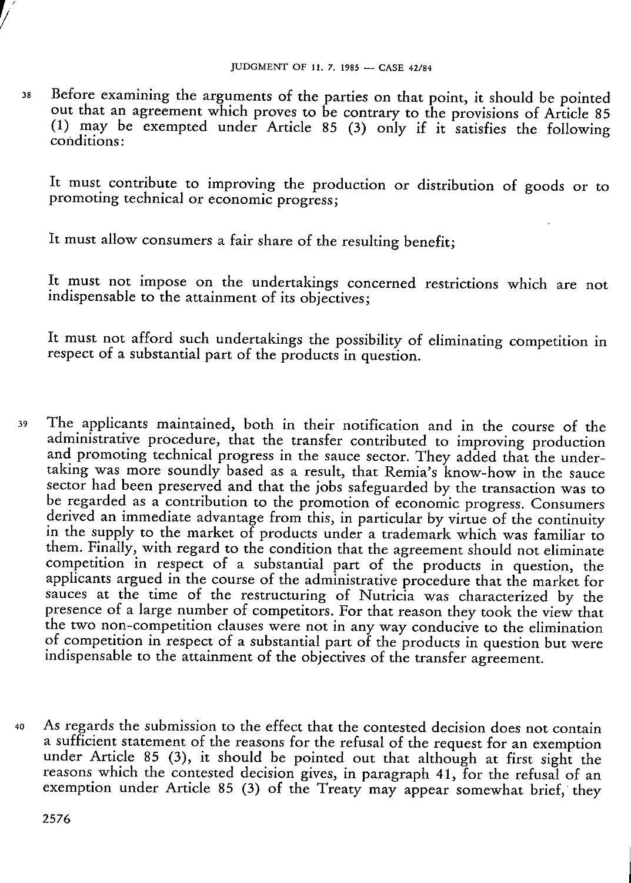38 Before examining the arguments of the parties on that point, it should be pointed out that an agreement which proves to be contrary to the provisions of Article 85 (1) may be exempted under Article 85 (3) only if it satisfies the following conditions:

It must contribute to improving the production or distribution of goods or to promoting technical or economic progress;

It must allow consumers a fair share of the resulting benefit;

It must not impose on the undertakings concerned restrictions which are not indispensable to the attainment of its objectives;

It must not afford such undertakings the possibility of eliminating competition in respect of a substantial part of the products in question.

39 The applicants maintained, both in their notification and in the course of the administrative procedure, that the transfer contributed to improving production and promoting technical progress in the sauce sector. They added that the undertaking was more soundly based as a result, that Remia's know-how in the sauce sector had been preserved and that the jobs safeguarded by the transaction was to be regarded as a contribution to the promotion of economic progress. Consumers derived an immediate advantage from this, in particular by virtue of the continuity in the supply to the market of products under a trademark which was familiar to them. Finally, with regard to the condition that the agreement should not eliminate competition in respect of a substantial part of the products in question, the applicants argued in the course of the administrative procedure that the market for sauces at the time of the restructuring of Nutricia was characterized by the presence of a large number of competitors. For that reason they took the view that the two non-competition clauses were not in any way conducive to the elimination of competition in respect of a substantial part of the products in question but were indispensable to the attainment of the objectives of the transfer agreement.

40 As regards the submission to the effect that the contested decision does not contain a sufficient statement of the reasons for the refusal of the request for an exemption under Article 85 (3), it should be pointed out that although at first sight the reasons which the contested decision gives, in paragraph 41, for the refusal of an exemption under Article 85 (3) of the Treaty may appear somewhat brief, they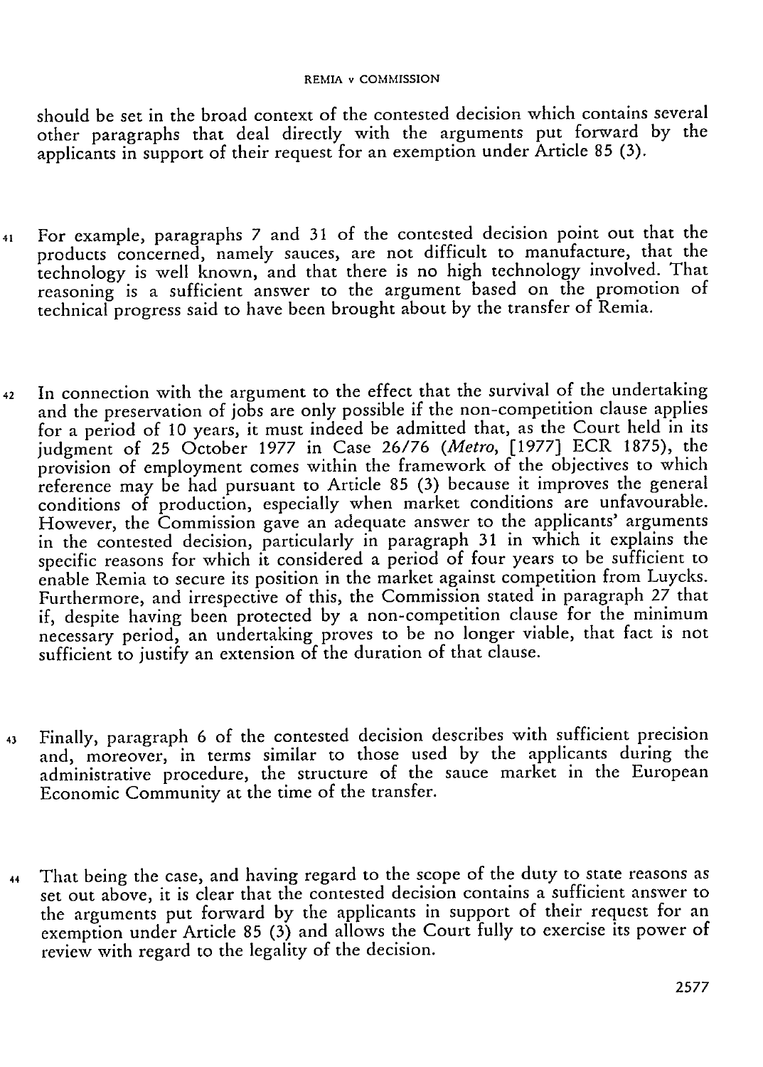should be set in the broad context of the contested decision which contains several other paragraphs that deal directly with the arguments put forward by the applicants in support of their request for an exemption under Article 85 (3).

41 For example, paragraphs 7 and 31 of the contested decision point out that the products concerned, namely sauces, are not difficult to manufacture, that the technology is well known, and that there is no high technology involved. That reasoning is a sufficient answer to the argument based on the promotion of technical progress said to have been brought about by the transfer of Remia.

42 In connection with the argument to the effect that the survival of the undertaking and the preservation of jobs are only possible if the non-competition clause applies for a period of 10 years, it must indeed be admitted that, as the Court held in its judgment of 25 October 1977 in Case 26/76 (*Metro*, [1977] ECR 1875), the provision of employment comes within the framework of the objectives to which reference may be had pursuant to Article 85 (3) because it improves the general conditions of production, especially when market conditions are unfavourable. However, the Commission gave an adequate answer to the applicants' arguments in the contested decision, particularly in paragraph 31 in which it explains the specific reasons for which it considered a period of four years to be sufficient to enable Remia to secure its position in the market against competition from Luycks. Furthermore, and irrespective of this, the Commission stated in paragraph 27 that if, despite having been protected by a non-competition clause for the minimum necessary period, an undertaking proves to be no longer viable, that fact is not sufficient to justify an extension of the duration of that clause.

43 Finally, paragraph 6 of the contested decision describes with sufficient precision and, moreover, in terms similar to those used by the applicants during the administrative procedure, the structure of the sauce market in the European Economic Community at the time of the transfer.

44 That being the case, and having regard to the scope of the duty to state reasons as set out above, it is clear that the contested decision contains a sufficient answer to the arguments put forward by the applicants in support of their request for an exemption under Article 85 (3) and allows the Court fully to exercise its power of review with regard to the legality of the decision.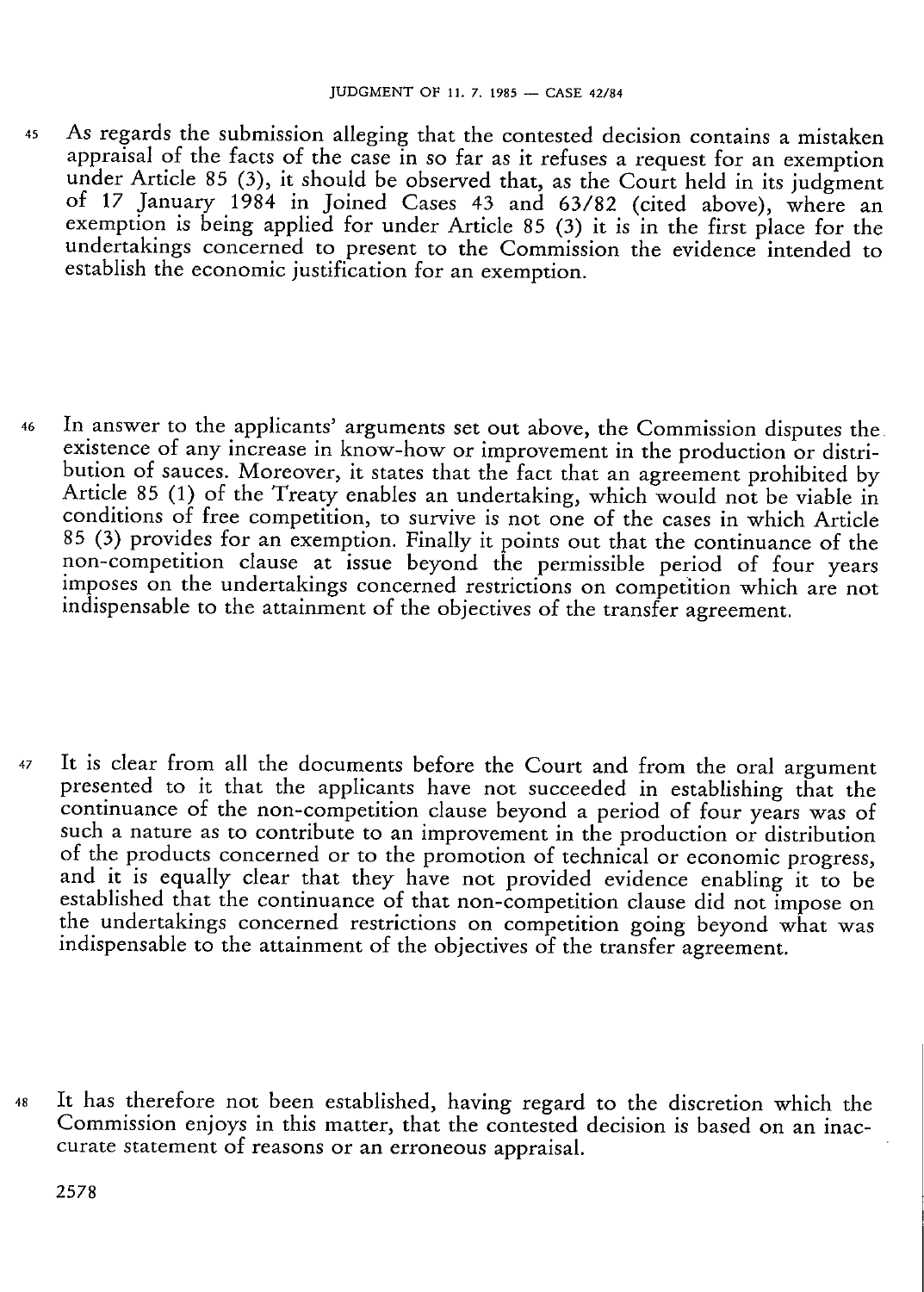45 As regards the submission alleging that the contested decision contains a mistaken appraisal of the facts of the case in so far as it refuses a request for an exemption under Article 85 (3), it should be observed that, as the Court held in its judgment of 17 January 1984 in Joined Cases 43 and 63/82 (cited above), where an exemption is being applied for under Article 85 (3) it is in the first place for the undertakings concerned to present to the Commission the evidence intended to establish the economic justification for an exemption.

46 In answer to the applicants' arguments set out above, the Commission disputes the existence of any increase in know-how or improvement in the production or distribution of sauces. Moreover, it states that the fact that an agreement prohibited by Article 85 (1) of the Treaty enables an undertaking, which would not be viable in conditions of free competition, to survive is not one of the cases in which Article 85 (3) provides for an exemption. Finally it points out that the continuance of the non-competition clause at issue beyond the permissible period of four years imposes on the undertakings concerned restrictions on competition which are not indispensable to the attainment of the objectives of the transfer agreement.

47 It is clear from all the documents before the Court and from the oral argument presented to it that the applicants have not succeeded in establishing that the continuance of the non-competition clause beyond a period of four years was of such a nature as to contribute to an improvement in the production or distribution of the products concerned or to the promotion of technical or economic progress, and it is equally clear that they have not provided evidence enabling it to be established that the continuance of that non-competition clause did not impose on the undertakings concerned restrictions on competition going beyond what was indispensable to the attainment of the objectives of the transfer agreement.

48 It has therefore not been established, having regard to the discretion which the Commission enjoys in this matter, that the contested decision is based on an inaccurate statement of reasons or an erroneous appraisal.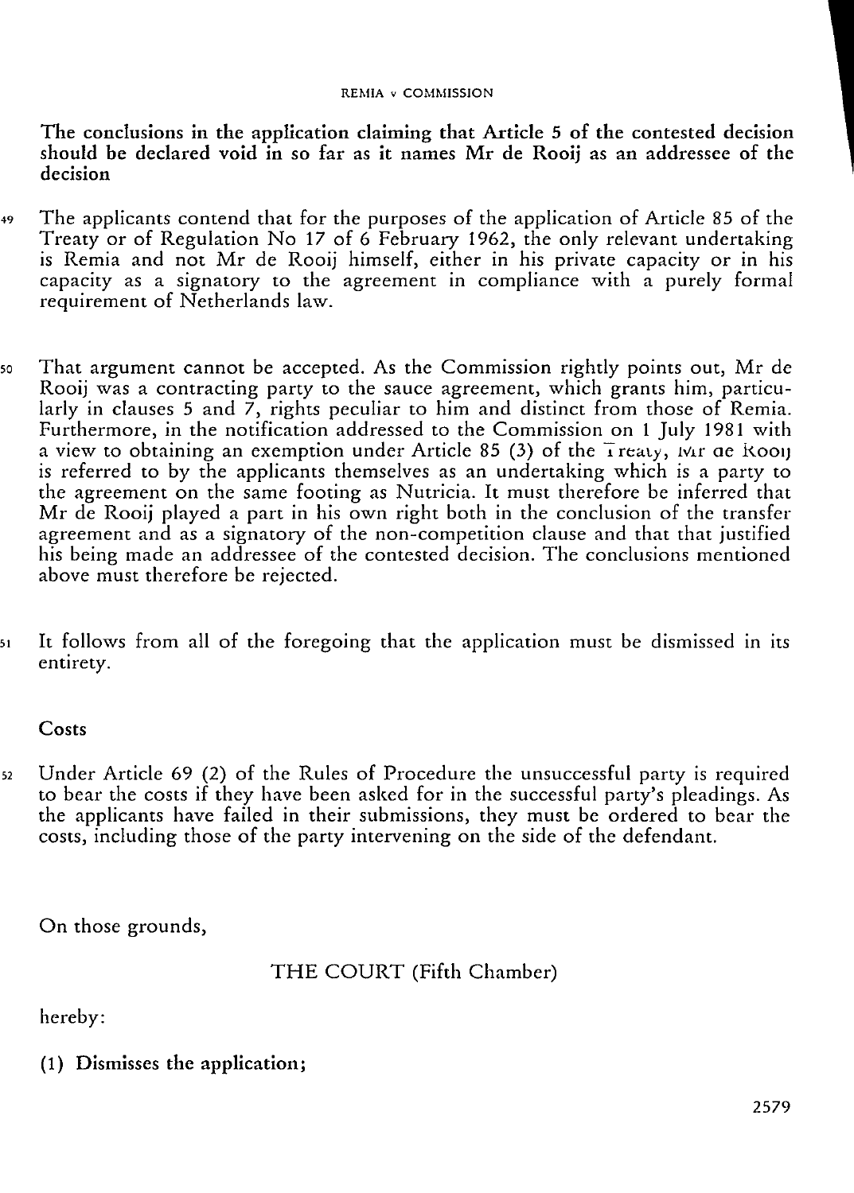**The conclusions in the application claiming that Article 5 of the contested decision should be declared void in so far as it names Mr de Rooij as an addressee of the decision**

49 The applicants contend that for the purposes of the application of Article 85 of the Treaty or of Regulation No 17 of 6 February 1962, the only relevant undertaking is Remia and not Mr de Rooij himself, either in his private capacity or in his capacity as a signatory to the agreement in compliance with a purely formal requirement of Netherlands law.

50 That argument cannot be accepted. As the Commission rightly points out, Mr de Rooij was a contracting party to the sauce agreement, which grants him, particularly in clauses 5 and 7, rights peculiar to him and distinct from those of Remia. Furthermore, in the notification addressed to the Commission on 1 July 1981 with a view to obtaining an exemption under Article 85 (3) of the Treaty, Mr de Rooij is referred to by the applicants themselves as an undertaking which is a party to the agreement on the same footing as Nutricia. It must therefore be inferred that Mr de Rooij played a part in his own right both in the conclusion of the transfer agreement and as a signatory of the non-competition clause and that that justified his being made an addressee of the contested decision. The conclusions mentioned above must therefore be rejected.

51 It follows from all of the foregoing that the application must be dismissed in its entirety.

**Costs**

52 Under Article 69 (2) of the Rules of Procedure the unsuccessful party is required to bear the costs if they have been asked for in the successful party's pleadings. As the applicants have failed in their submissions, they must be ordered to bear the costs, including those of the party intervening on the side of the defendant.

On those grounds,

THE COURT (Fifth Chamber)

hereby:

**(1) Dismisses the application;**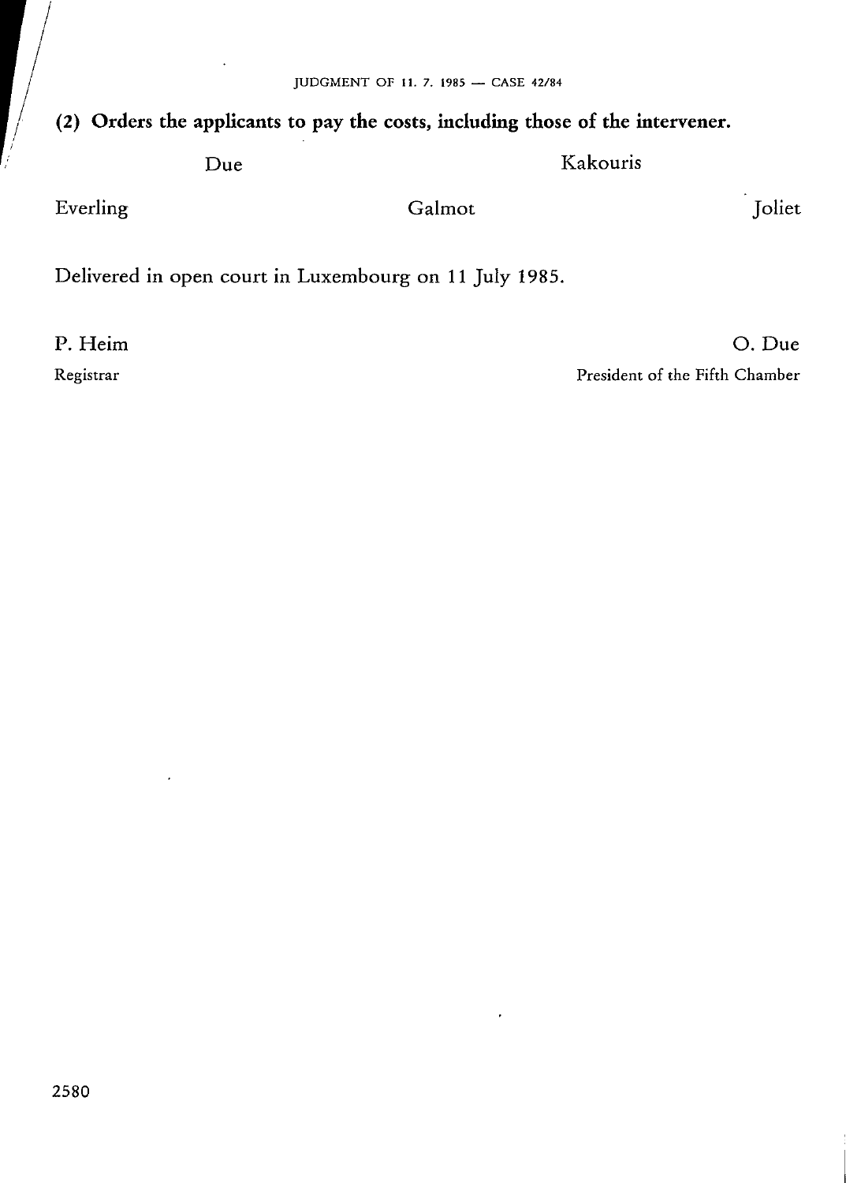**(2) Orders the applicants to pay the costs, including those of the intervener.**

Due Kakouris

Everling Galmot Joliet

Delivered in open court in Luxembourg on 11 July 1985.

P. Heim
Registrar

O. Due
President of the Fifth Chamber